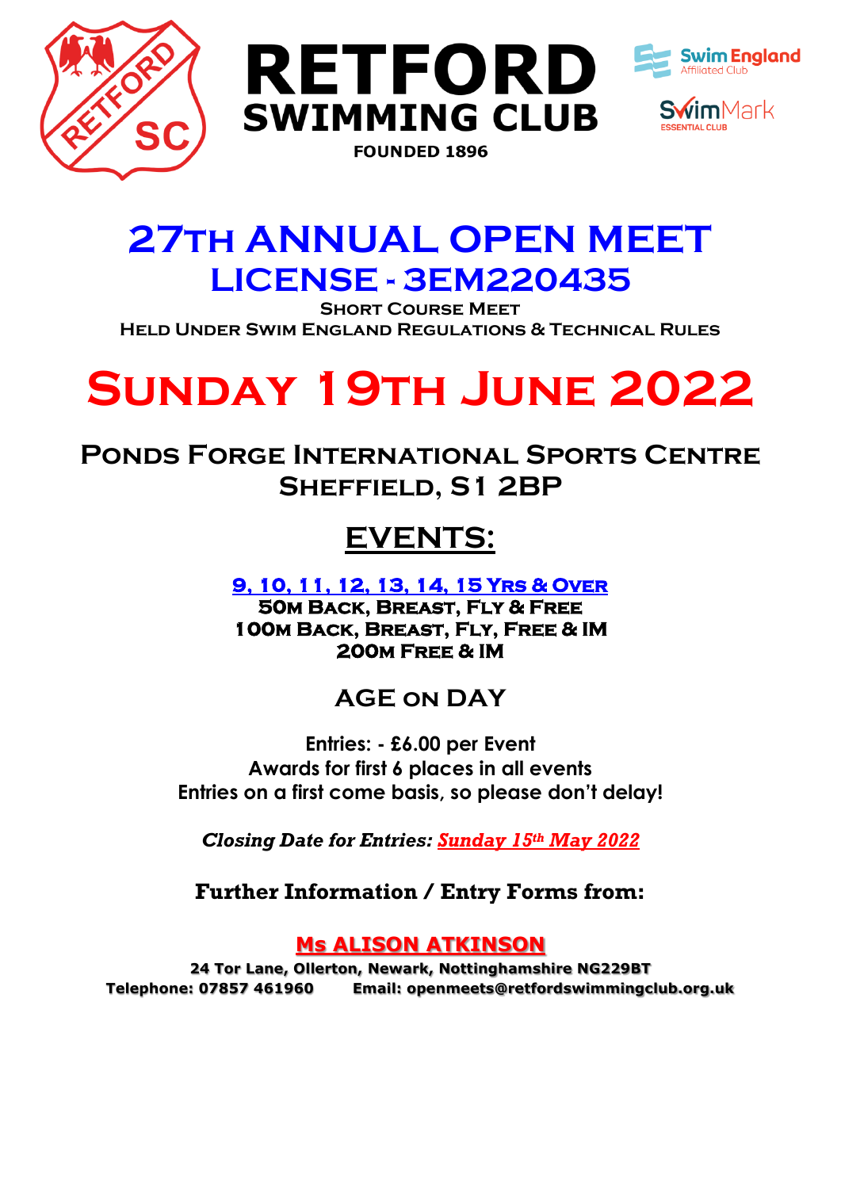# RETFORD SWIMMING CLUB

FOUNDED 1896

Swim England Affiliated Club

SwimMark ESSENTIAL CLUB

# 27TH ANNUAL OPEN MEET

## LICENSE - 3EM220435

**SHORT COURSE MEET**

**HELD UNDER SWIM ENGLAND REGULATIONS & TECHNICAL RULES**

# SUNDAY 19TH JUNE 2022

## PONDS FORGE INTERNATIONAL SPORTS CENTRE
## SHEFFIELD, S1 2BP

## EVENTS:

**9, 10, 11, 12, 13, 14, 15 YRS & OVER**

**50M BACK, BREAST, FLY & FREE**
**100M BACK, BREAST, FLY, FREE & IM**
**200M FREE & IM**

## AGE ON DAY

**Entries: - £6.00 per Event**
**Awards for first 6 places in all events**
**Entries on a first come basis, so please don't delay!**

***Closing Date for Entries: Sunday 15th May 2022***

**Further Information / Entry Forms from:**

**Ms ALISON ATKINSON**

**24 Tor Lane, Ollerton, Newark, Nottinghamshire NG229BT**
**Telephone: 07857 461960 Email: openmeets@retfordswimmingclub.org.uk**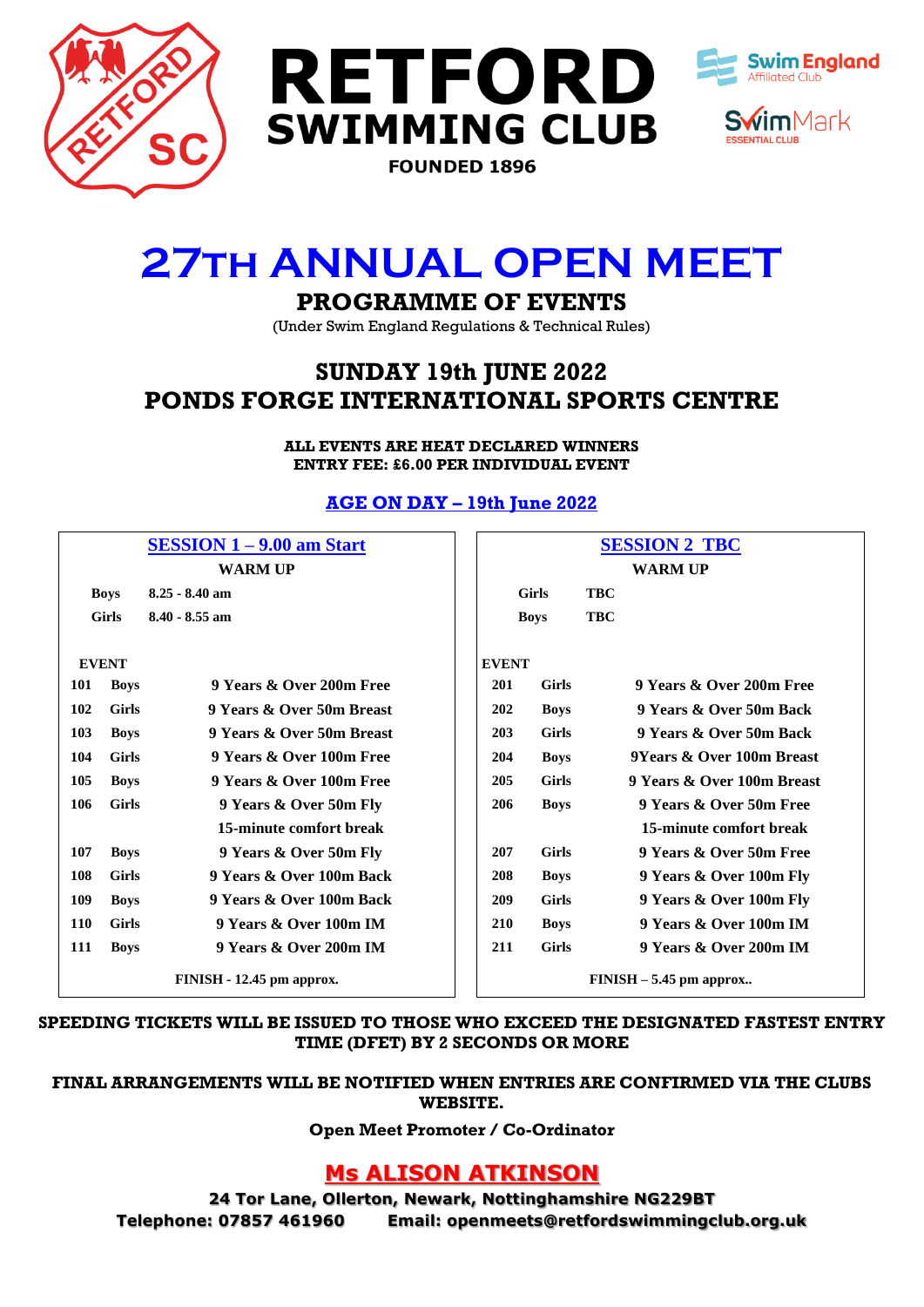# RETFORD SWIMMING CLUB

FOUNDED 1896

Swim England Affiliated Club

SwimMark ESSENTIAL CLUB

# 27TH ANNUAL OPEN MEET

## PROGRAMME OF EVENTS

(Under Swim England Regulations & Technical Rules)

## SUNDAY 19th JUNE 2022
## PONDS FORGE INTERNATIONAL SPORTS CENTRE

**ALL EVENTS ARE HEAT DECLARED WINNERS**
**ENTRY FEE: £6.00 PER INDIVIDUAL EVENT**

**AGE ON DAY – 19th June 2022**

### SESSION 1 – 9.00 am Start

**WARM UP**

| | |
|---|---|
| Boys | 8.25 - 8.40 am |
| Girls | 8.40 - 8.55 am |

| EVENT | | |
|---|---|---|
| 101 | Boys | 9 Years & Over 200m Free |
| 102 | Girls | 9 Years & Over 50m Breast |
| 103 | Boys | 9 Years & Over 50m Breast |
| 104 | Girls | 9 Years & Over 100m Free |
| 105 | Boys | 9 Years & Over 100m Free |
| 106 | Girls | 9 Years & Over 50m Fly |
| | | 15-minute comfort break |
| 107 | Boys | 9 Years & Over 50m Fly |
| 108 | Girls | 9 Years & Over 100m Back |
| 109 | Boys | 9 Years & Over 100m Back |
| 110 | Girls | 9 Years & Over 100m IM |
| 111 | Boys | 9 Years & Over 200m IM |

FINISH - 12.45 pm approx.

### SESSION 2 TBC

**WARM UP**

| | |
|---|---|
| Girls | TBC |
| Boys | TBC |

| EVENT | | |
|---|---|---|
| 201 | Girls | 9 Years & Over 200m Free |
| 202 | Boys | 9 Years & Over 50m Back |
| 203 | Girls | 9 Years & Over 50m Back |
| 204 | Boys | 9Years & Over 100m Breast |
| 205 | Girls | 9 Years & Over 100m Breast |
| 206 | Boys | 9 Years & Over 50m Free |
| | | 15-minute comfort break |
| 207 | Girls | 9 Years & Over 50m Free |
| 208 | Boys | 9 Years & Over 100m Fly |
| 209 | Girls | 9 Years & Over 100m Fly |
| 210 | Boys | 9 Years & Over 100m IM |
| 211 | Girls | 9 Years & Over 200m IM |

FINISH – 5.45 pm approx..

**SPEEDING TICKETS WILL BE ISSUED TO THOSE WHO EXCEED THE DESIGNATED FASTEST ENTRY TIME (DFET) BY 2 SECONDS OR MORE**

**FINAL ARRANGEMENTS WILL BE NOTIFIED WHEN ENTRIES ARE CONFIRMED VIA THE CLUBS WEBSITE.**

**Open Meet Promoter / Co-Ordinator**

## Ms ALISON ATKINSON

**24 Tor Lane, Ollerton, Newark, Nottinghamshire NG229BT**
**Telephone: 07857 461960 Email: openmeets@retfordswimmingclub.org.uk**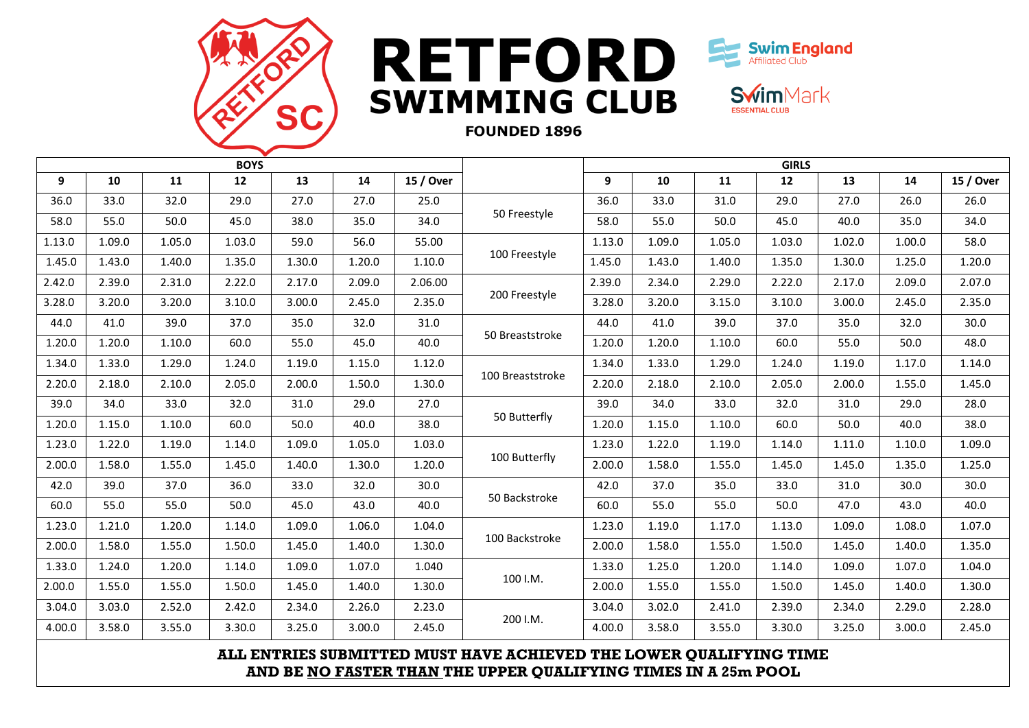# RETFORD SWIMMING CLUB

**FOUNDED 1896**

Swim England Affiliated Club

SwimMark ESSENTIAL CLUB

| BOYS | | | | | | | | GIRLS | | | | | | |
|---|---|---|---|---|---|---|---|---|---|---|---|---|---|---|
| 9 | 10 | 11 | 12 | 13 | 14 | 15 / Over | | 9 | 10 | 11 | 12 | 13 | 14 | 15 / Over |
| 36.0 | 33.0 | 32.0 | 29.0 | 27.0 | 27.0 | 25.0 | 50 Freestyle | 36.0 | 33.0 | 31.0 | 29.0 | 27.0 | 26.0 | 26.0 |
| 58.0 | 55.0 | 50.0 | 45.0 | 38.0 | 35.0 | 34.0 | | 58.0 | 55.0 | 50.0 | 45.0 | 40.0 | 35.0 | 34.0 |
| 1.13.0 | 1.09.0 | 1.05.0 | 1.03.0 | 59.0 | 56.0 | 55.00 | 100 Freestyle | 1.13.0 | 1.09.0 | 1.05.0 | 1.03.0 | 1.02.0 | 1.00.0 | 58.0 |
| 1.45.0 | 1.43.0 | 1.40.0 | 1.35.0 | 1.30.0 | 1.20.0 | 1.10.0 | | 1.45.0 | 1.43.0 | 1.40.0 | 1.35.0 | 1.30.0 | 1.25.0 | 1.20.0 |
| 2.42.0 | 2.39.0 | 2.31.0 | 2.22.0 | 2.17.0 | 2.09.0 | 2.06.00 | 200 Freestyle | 2.39.0 | 2.34.0 | 2.29.0 | 2.22.0 | 2.17.0 | 2.09.0 | 2.07.0 |
| 3.28.0 | 3.20.0 | 3.20.0 | 3.10.0 | 3.00.0 | 2.45.0 | 2.35.0 | | 3.28.0 | 3.20.0 | 3.15.0 | 3.10.0 | 3.00.0 | 2.45.0 | 2.35.0 |
| 44.0 | 41.0 | 39.0 | 37.0 | 35.0 | 32.0 | 31.0 | 50 Breaststroke | 44.0 | 41.0 | 39.0 | 37.0 | 35.0 | 32.0 | 30.0 |
| 1.20.0 | 1.20.0 | 1.10.0 | 60.0 | 55.0 | 45.0 | 40.0 | | 1.20.0 | 1.20.0 | 1.10.0 | 60.0 | 55.0 | 50.0 | 48.0 |
| 1.34.0 | 1.33.0 | 1.29.0 | 1.24.0 | 1.19.0 | 1.15.0 | 1.12.0 | 100 Breaststroke | 1.34.0 | 1.33.0 | 1.29.0 | 1.24.0 | 1.19.0 | 1.17.0 | 1.14.0 |
| 2.20.0 | 2.18.0 | 2.10.0 | 2.05.0 | 2.00.0 | 1.50.0 | 1.30.0 | | 2.20.0 | 2.18.0 | 2.10.0 | 2.05.0 | 2.00.0 | 1.55.0 | 1.45.0 |
| 39.0 | 34.0 | 33.0 | 32.0 | 31.0 | 29.0 | 27.0 | 50 Butterfly | 39.0 | 34.0 | 33.0 | 32.0 | 31.0 | 29.0 | 28.0 |
| 1.20.0 | 1.15.0 | 1.10.0 | 60.0 | 50.0 | 40.0 | 38.0 | | 1.20.0 | 1.15.0 | 1.10.0 | 60.0 | 50.0 | 40.0 | 38.0 |
| 1.23.0 | 1.22.0 | 1.19.0 | 1.14.0 | 1.09.0 | 1.05.0 | 1.03.0 | 100 Butterfly | 1.23.0 | 1.22.0 | 1.19.0 | 1.14.0 | 1.11.0 | 1.10.0 | 1.09.0 |
| 2.00.0 | 1.58.0 | 1.55.0 | 1.45.0 | 1.40.0 | 1.30.0 | 1.20.0 | | 2.00.0 | 1.58.0 | 1.55.0 | 1.45.0 | 1.45.0 | 1.35.0 | 1.25.0 |
| 42.0 | 39.0 | 37.0 | 36.0 | 33.0 | 32.0 | 30.0 | 50 Backstroke | 42.0 | 37.0 | 35.0 | 33.0 | 31.0 | 30.0 | 30.0 |
| 60.0 | 55.0 | 55.0 | 50.0 | 45.0 | 43.0 | 40.0 | | 60.0 | 55.0 | 55.0 | 50.0 | 47.0 | 43.0 | 40.0 |
| 1.23.0 | 1.21.0 | 1.20.0 | 1.14.0 | 1.09.0 | 1.06.0 | 1.04.0 | 100 Backstroke | 1.23.0 | 1.19.0 | 1.17.0 | 1.13.0 | 1.09.0 | 1.08.0 | 1.07.0 |
| 2.00.0 | 1.58.0 | 1.55.0 | 1.50.0 | 1.45.0 | 1.40.0 | 1.30.0 | | 2.00.0 | 1.58.0 | 1.55.0 | 1.50.0 | 1.45.0 | 1.40.0 | 1.35.0 |
| 1.33.0 | 1.24.0 | 1.20.0 | 1.14.0 | 1.09.0 | 1.07.0 | 1.040 | 100 I.M. | 1.33.0 | 1.25.0 | 1.20.0 | 1.14.0 | 1.09.0 | 1.07.0 | 1.04.0 |
| 2.00.0 | 1.55.0 | 1.55.0 | 1.50.0 | 1.45.0 | 1.40.0 | 1.30.0 | | 2.00.0 | 1.55.0 | 1.55.0 | 1.50.0 | 1.45.0 | 1.40.0 | 1.30.0 |
| 3.04.0 | 3.03.0 | 2.52.0 | 2.42.0 | 2.34.0 | 2.26.0 | 2.23.0 | 200 I.M. | 3.04.0 | 3.02.0 | 2.41.0 | 2.39.0 | 2.34.0 | 2.29.0 | 2.28.0 |
| 4.00.0 | 3.58.0 | 3.55.0 | 3.30.0 | 3.25.0 | 3.00.0 | 2.45.0 | | 4.00.0 | 3.58.0 | 3.55.0 | 3.30.0 | 3.25.0 | 3.00.0 | 2.45.0 |

**ALL ENTRIES SUBMITTED MUST HAVE ACHIEVED THE LOWER QUALIFYING TIME AND BE NO FASTER THAN THE UPPER QUALIFYING TIMES IN A 25m POOL**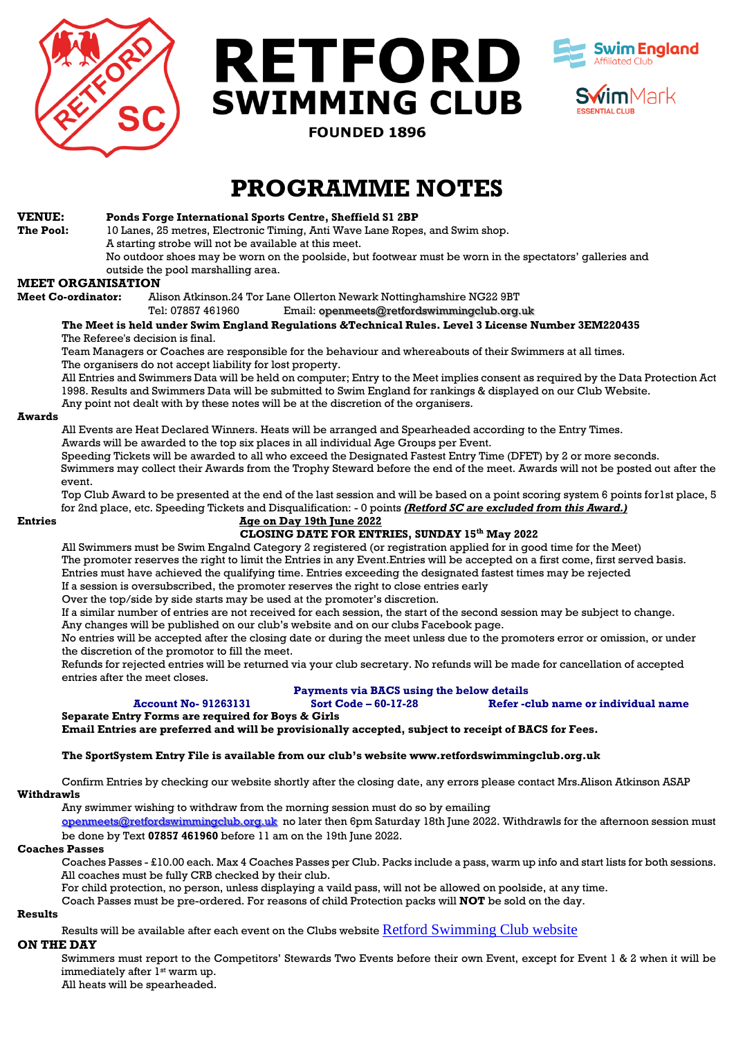# RETFORD SWIMMING CLUB

**FOUNDED 1896**

Swim England Affiliated Club

SwimMark ESSENTIAL CLUB

# PROGRAMME NOTES

**VENUE:** **Ponds Forge International Sports Centre, Sheffield S1 2BP**

**The Pool:** 10 Lanes, 25 metres, Electronic Timing, Anti Wave Lane Ropes, and Swim shop.
A starting strobe will not be available at this meet.
No outdoor shoes may be worn on the poolside, but footwear must be worn in the spectators' galleries and outside the pool marshalling area.

## MEET ORGANISATION

**Meet Co-ordinator:** Alison Atkinson.24 Tor Lane Ollerton Newark Nottinghamshire NG22 9BT
Tel: 07857 461960 Email: openmeets@retfordswimmingclub.org.uk

**The Meet is held under Swim England Regulations &Technical Rules. Level 3 License Number 3EM220435**

The Referee's decision is final.

Team Managers or Coaches are responsible for the behaviour and whereabouts of their Swimmers at all times.

The organisers do not accept liability for lost property.

All Entries and Swimmers Data will be held on computer; Entry to the Meet implies consent as required by the Data Protection Act 1998. Results and Swimmers Data will be submitted to Swim England for rankings & displayed on our Club Website.

Any point not dealt with by these notes will be at the discretion of the organisers.

**Awards**

All Events are Heat Declared Winners. Heats will be arranged and Spearheaded according to the Entry Times.

Awards will be awarded to the top six places in all individual Age Groups per Event.

Speeding Tickets will be awarded to all who exceed the Designated Fastest Entry Time (DFET) by 2 or more seconds.

Swimmers may collect their Awards from the Trophy Steward before the end of the meet. Awards will not be posted out after the event.

Top Club Award to be presented at the end of the last session and will be based on a point scoring system 6 points for1st place, 5 for 2nd place, etc. Speeding Tickets and Disqualification: - 0 points ***(Retford SC are excluded from this Award.)***

**Entries**

**Age on Day 19th June 2022**

**CLOSING DATE FOR ENTRIES, SUNDAY 15th May 2022**

All Swimmers must be Swim Engalnd Category 2 registered (or registration applied for in good time for the Meet)

The promoter reserves the right to limit the Entries in any Event.Entries will be accepted on a first come, first served basis.

Entries must have achieved the qualifying time. Entries exceeding the designated fastest times may be rejected

If a session is oversubscribed, the promoter reserves the right to close entries early

Over the top/side by side starts may be used at the promoter's discretion.

If a similar number of entries are not received for each session, the start of the second session may be subject to change.

Any changes will be published on our club's website and on our clubs Facebook page.

No entries will be accepted after the closing date or during the meet unless due to the promoters error or omission, or under the discretion of the promotor to fill the meet.

Refunds for rejected entries will be returned via your club secretary. No refunds will be made for cancellation of accepted entries after the meet closes.

**Payments via BACS using the below details**

**Account No- 91263131** **Sort Code – 60-17-28** **Refer -club name or individual name**

**Separate Entry Forms are required for Boys & Girls**

**Email Entries are preferred and will be provisionally accepted, subject to receipt of BACS for Fees.**

**The SportSystem Entry File is available from our club's website www.retfordswimmingclub.org.uk**

Confirm Entries by checking our website shortly after the closing date, any errors please contact Mrs.Alison Atkinson ASAP

**Withdrawls**

Any swimmer wishing to withdraw from the morning session must do so by emailing openmeets@retfordswimmingclub.org.uk no later then 6pm Saturday 18th June 2022. Withdrawls for the afternoon session must be done by Text **07857 461960** before 11 am on the 19th June 2022.

**Coaches Passes**

Coaches Passes - £10.00 each. Max 4 Coaches Passes per Club. Packs include a pass, warm up info and start lists for both sessions. All coaches must be fully CRB checked by their club.

For child protection, no person, unless displaying a vaild pass, will not be allowed on poolside, at any time.

Coach Passes must be pre-ordered. For reasons of child Protection packs will **NOT** be sold on the day.

**Results**

Results will be available after each event on the Clubs website Retford Swimming Club website

**ON THE DAY**

Swimmers must report to the Competitors' Stewards Two Events before their own Event, except for Event 1 & 2 when it will be immediately after 1st warm up.

All heats will be spearheaded.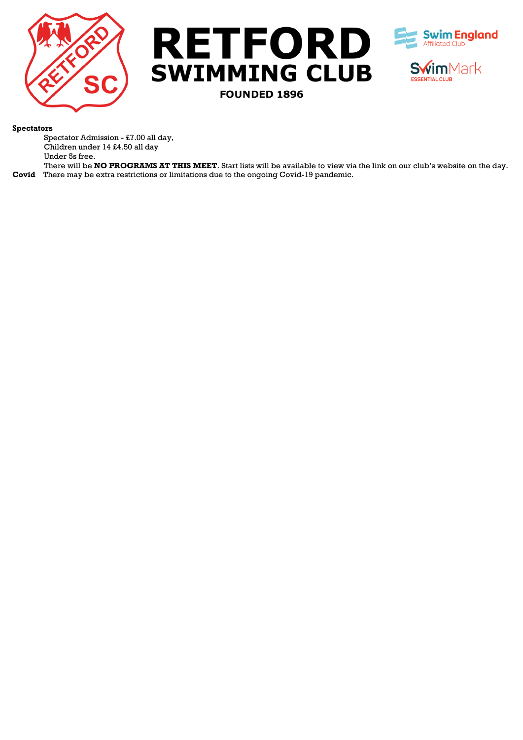# RETFORD
## SWIMMING CLUB
**FOUNDED 1896**

Swim England Affiliated Club

SwimMark ESSENTIAL CLUB

**Spectators**

Spectator Admission - £7.00 all day,
Children under 14 £4.50 all day
Under 5s free.
There will be **NO PROGRAMS AT THIS MEET**. Start lists will be available to view via the link on our club's website on the day.

**Covid** There may be extra restrictions or limitations due to the ongoing Covid-19 pandemic.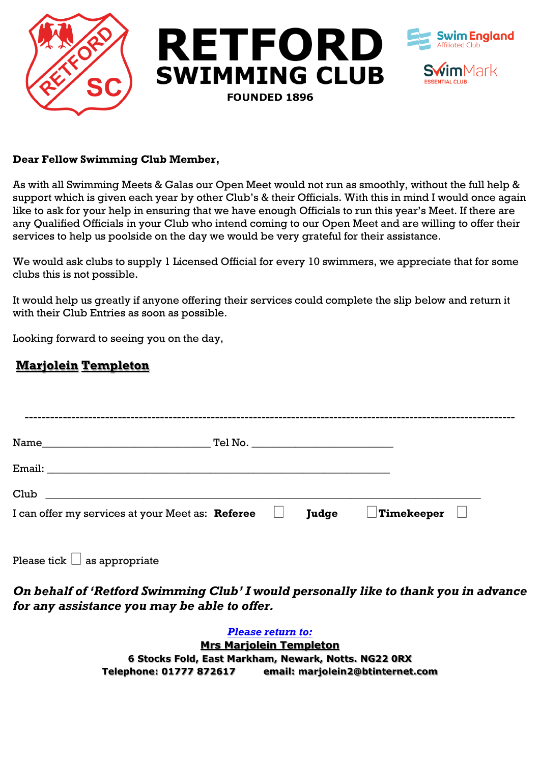# RETFORD SWIMMING CLUB

**FOUNDED 1896**

Swim England Affiliated Club

SwimMark ESSENTIAL CLUB

**Dear Fellow Swimming Club Member,**

As with all Swimming Meets & Galas our Open Meet would not run as smoothly, without the full help & support which is given each year by other Club's & their Officials. With this in mind I would once again like to ask for your help in ensuring that we have enough Officials to run this year's Meet. If there are any Qualified Officials in your Club who intend coming to our Open Meet and are willing to offer their services to help us poolside on the day we would be very grateful for their assistance.

We would ask clubs to supply 1 Licensed Official for every 10 swimmers, we appreciate that for some clubs this is not possible.

It would help us greatly if anyone offering their services could complete the slip below and return it with their Club Entries as soon as possible.

Looking forward to seeing you on the day,

**Marjolein Templeton**

---

Name_______________________________ Tel No. _________________________

Email: ______________________________________________________________

Club ________________________________________________________________

I can offer my services at your Meet as: **Referee** ☐ **Judge** ☐ **Timekeeper** ☐

Please tick ☐ as appropriate

***On behalf of 'Retford Swimming Club' I would personally like to thank you in advance for any assistance you may be able to offer.***

***Please return to:***

**Mrs Marjolein Templeton**

**6 Stocks Fold, East Markham, Newark, Notts. NG22 0RX**

**Telephone: 01777 872617 email: marjolein2@btinternet.com**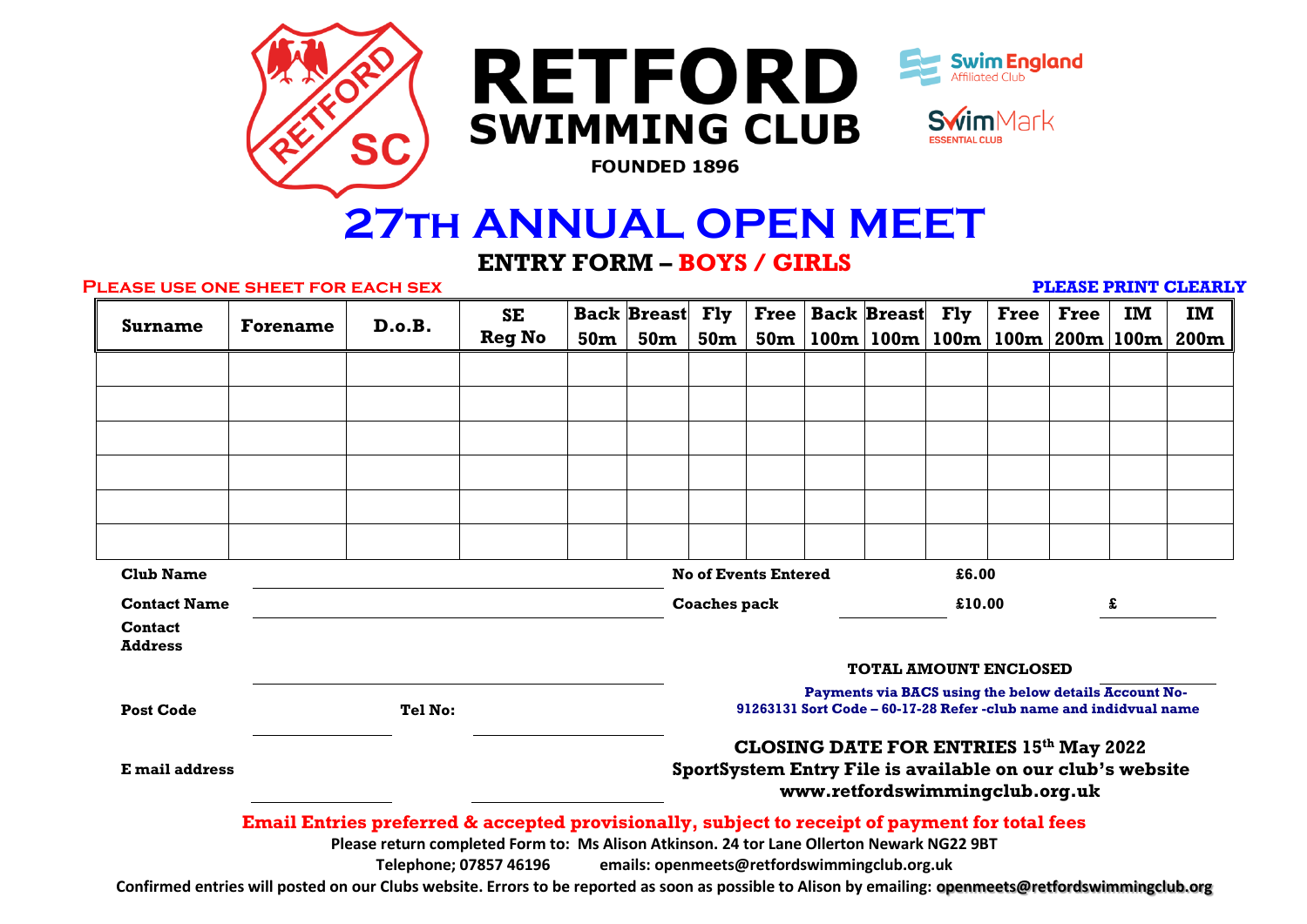RETFORD SC

# RETFORD SWIMMING CLUB

**FOUNDED 1896**

Swim England Affiliated Club

SwimMark ESSENTIAL CLUB

# 27TH ANNUAL OPEN MEET

## ENTRY FORM – BOYS / GIRLS

**PLEASE USE ONE SHEET FOR EACH SEX** **PLEASE PRINT CLEARLY**

| Surname | Forename | D.o.B. | SE Reg No | Back 50m | Breast 50m | Fly 50m | Free 50m | Back 100m | Breast 100m | Fly 100m | Free 100m | Free 200m | IM 100m | IM 200m |
|---|---|---|---|---|---|---|---|---|---|---|---|---|---|---|
| | | | | | | | | | | | | | | |
| | | | | | | | | | | | | | | |
| | | | | | | | | | | | | | | |
| | | | | | | | | | | | | | | |
| | | | | | | | | | | | | | | |
| | | | | | | | | | | | | | | |

**Club Name** ____________________

**Contact Name** ____________________

**Contact Address** ____________________

**Post Code** __________ **Tel No:** __________

**E mail address** __________ __________

**No of Events Entered** **£6.00**

**Coaches pack** __________ **£10.00** **£** __________

**TOTAL AMOUNT ENCLOSED** __________

**Payments via BACS using the below details Account No- 91263131 Sort Code – 60-17-28 Refer -club name and indidvual name**

**CLOSING DATE FOR ENTRIES 15th May 2022**

**SportSystem Entry File is available on our club's website www.retfordswimmingclub.org.uk**

**Email Entries preferred & accepted provisionally, subject to receipt of payment for total fees**

**Please return completed Form to: Ms Alison Atkinson. 24 tor Lane Ollerton Newark NG22 9BT**

**Telephone; 07857 46196 emails: openmeets@retfordswimmingclub.org.uk**

**Confirmed entries will posted on our Clubs website. Errors to be reported as soon as possible to Alison by emailing: openmeets@retfordswimmingclub.org**